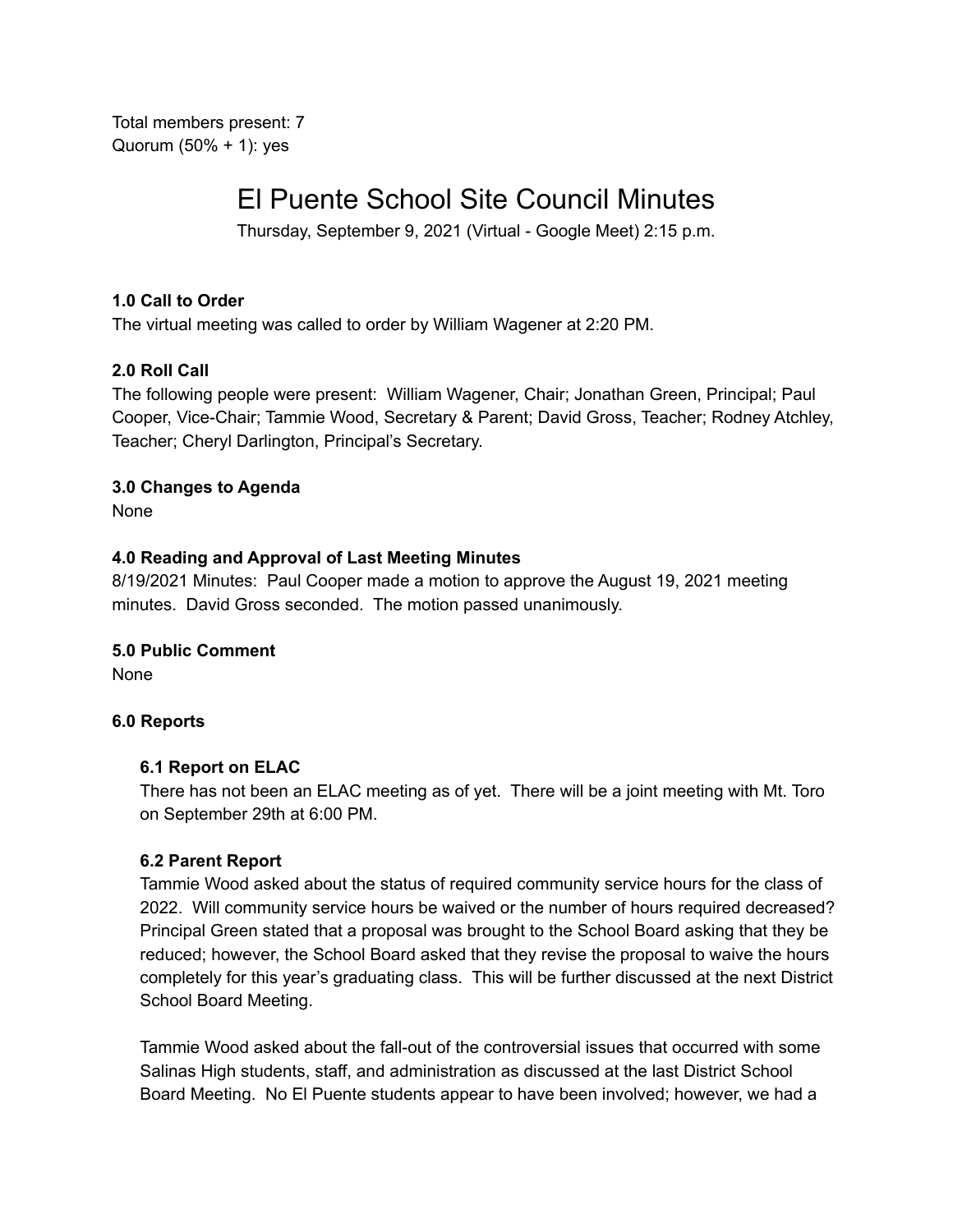Total members present: 7
Quorum (50% + 1): yes

# El Puente School Site Council Minutes

Thursday, September 9, 2021 (Virtual - Google Meet) 2:15 p.m.

### 1.0 Call to Order

The virtual meeting was called to order by William Wagener at 2:20 PM.

### 2.0 Roll Call

The following people were present: William Wagener, Chair; Jonathan Green, Principal; Paul Cooper, Vice-Chair; Tammie Wood, Secretary & Parent; David Gross, Teacher; Rodney Atchley, Teacher; Cheryl Darlington, Principal's Secretary.

### 3.0 Changes to Agenda

None

### 4.0 Reading and Approval of Last Meeting Minutes

8/19/2021 Minutes: Paul Cooper made a motion to approve the August 19, 2021 meeting minutes. David Gross seconded. The motion passed unanimously.

### 5.0 Public Comment

None

### 6.0 Reports

#### 6.1 Report on ELAC

There has not been an ELAC meeting as of yet. There will be a joint meeting with Mt. Toro on September 29th at 6:00 PM.

#### 6.2 Parent Report

Tammie Wood asked about the status of required community service hours for the class of 2022. Will community service hours be waived or the number of hours required decreased? Principal Green stated that a proposal was brought to the School Board asking that they be reduced; however, the School Board asked that they revise the proposal to waive the hours completely for this year's graduating class. This will be further discussed at the next District School Board Meeting.

Tammie Wood asked about the fall-out of the controversial issues that occurred with some Salinas High students, staff, and administration as discussed at the last District School Board Meeting. No El Puente students appear to have been involved; however, we had a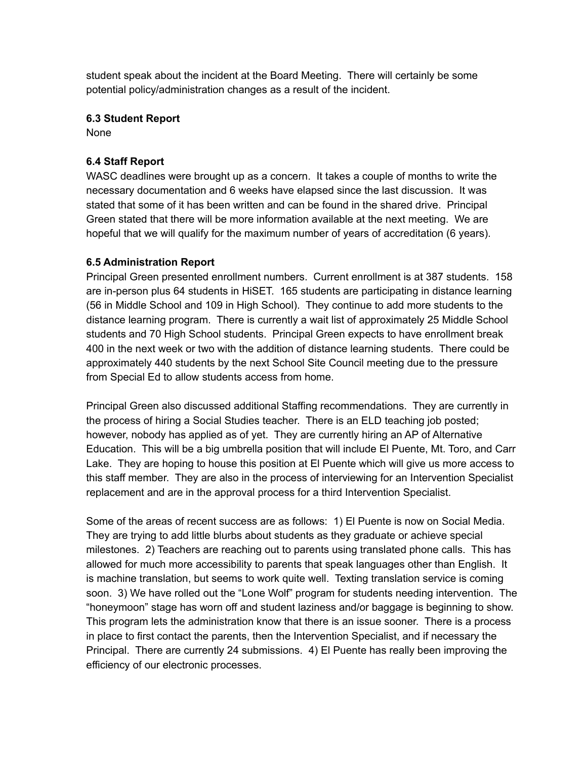student speak about the incident at the Board Meeting. There will certainly be some potential policy/administration changes as a result of the incident.

**6.3 Student Report**

None

**6.4 Staff Report**

WASC deadlines were brought up as a concern. It takes a couple of months to write the necessary documentation and 6 weeks have elapsed since the last discussion. It was stated that some of it has been written and can be found in the shared drive. Principal Green stated that there will be more information available at the next meeting. We are hopeful that we will qualify for the maximum number of years of accreditation (6 years).

**6.5 Administration Report**

Principal Green presented enrollment numbers. Current enrollment is at 387 students. 158 are in-person plus 64 students in HiSET. 165 students are participating in distance learning (56 in Middle School and 109 in High School). They continue to add more students to the distance learning program. There is currently a wait list of approximately 25 Middle School students and 70 High School students. Principal Green expects to have enrollment break 400 in the next week or two with the addition of distance learning students. There could be approximately 440 students by the next School Site Council meeting due to the pressure from Special Ed to allow students access from home.

Principal Green also discussed additional Staffing recommendations. They are currently in the process of hiring a Social Studies teacher. There is an ELD teaching job posted; however, nobody has applied as of yet. They are currently hiring an AP of Alternative Education. This will be a big umbrella position that will include El Puente, Mt. Toro, and Carr Lake. They are hoping to house this position at El Puente which will give us more access to this staff member. They are also in the process of interviewing for an Intervention Specialist replacement and are in the approval process for a third Intervention Specialist.

Some of the areas of recent success are as follows: 1) El Puente is now on Social Media. They are trying to add little blurbs about students as they graduate or achieve special milestones. 2) Teachers are reaching out to parents using translated phone calls. This has allowed for much more accessibility to parents that speak languages other than English. It is machine translation, but seems to work quite well. Texting translation service is coming soon. 3) We have rolled out the "Lone Wolf" program for students needing intervention. The "honeymoon" stage has worn off and student laziness and/or baggage is beginning to show. This program lets the administration know that there is an issue sooner. There is a process in place to first contact the parents, then the Intervention Specialist, and if necessary the Principal. There are currently 24 submissions. 4) El Puente has really been improving the efficiency of our electronic processes.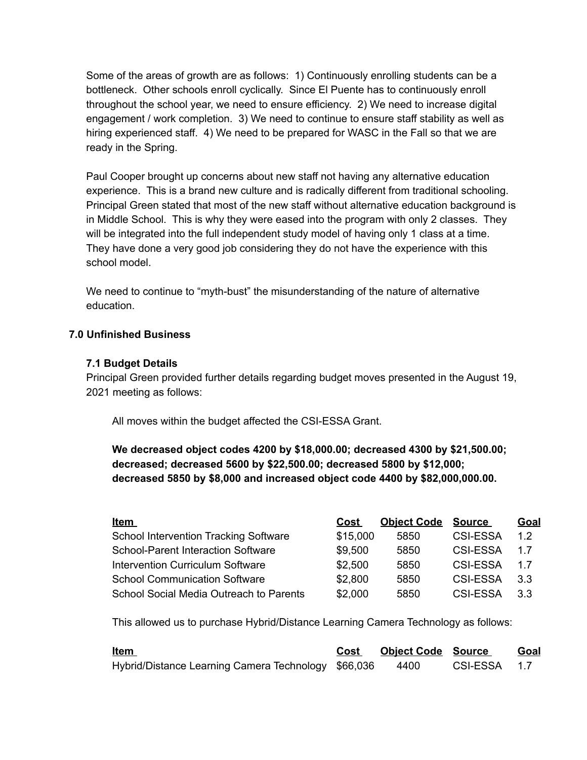Some of the areas of growth are as follows: 1) Continuously enrolling students can be a bottleneck. Other schools enroll cyclically. Since El Puente has to continuously enroll throughout the school year, we need to ensure efficiency. 2) We need to increase digital engagement / work completion. 3) We need to continue to ensure staff stability as well as hiring experienced staff. 4) We need to be prepared for WASC in the Fall so that we are ready in the Spring.

Paul Cooper brought up concerns about new staff not having any alternative education experience. This is a brand new culture and is radically different from traditional schooling. Principal Green stated that most of the new staff without alternative education background is in Middle School. This is why they were eased into the program with only 2 classes. They will be integrated into the full independent study model of having only 1 class at a time. They have done a very good job considering they do not have the experience with this school model.

We need to continue to "myth-bust" the misunderstanding of the nature of alternative education.

## 7.0 Unfinished Business

### 7.1 Budget Details

Principal Green provided further details regarding budget moves presented in the August 19, 2021 meeting as follows:

All moves within the budget affected the CSI-ESSA Grant.

**We decreased object codes 4200 by $18,000.00; decreased 4300 by $21,500.00; decreased; decreased 5600 by $22,500.00; decreased 5800 by $12,000; decreased 5850 by $8,000 and increased object code 4400 by $82,000,000.00.**

| Item | Cost | Object Code | Source | Goal |
|---|---|---|---|---|
| School Intervention Tracking Software | $15,000 | 5850 | CSI-ESSA | 1.2 |
| School-Parent Interaction Software | $9,500 | 5850 | CSI-ESSA | 1.7 |
| Intervention Curriculum Software | $2,500 | 5850 | CSI-ESSA | 1.7 |
| School Communication Software | $2,800 | 5850 | CSI-ESSA | 3.3 |
| School Social Media Outreach to Parents | $2,000 | 5850 | CSI-ESSA | 3.3 |

This allowed us to purchase Hybrid/Distance Learning Camera Technology as follows:

| Item | Cost | Object Code | Source | Goal |
|---|---|---|---|---|
| Hybrid/Distance Learning Camera Technology | $66,036 | 4400 | CSI-ESSA | 1.7 |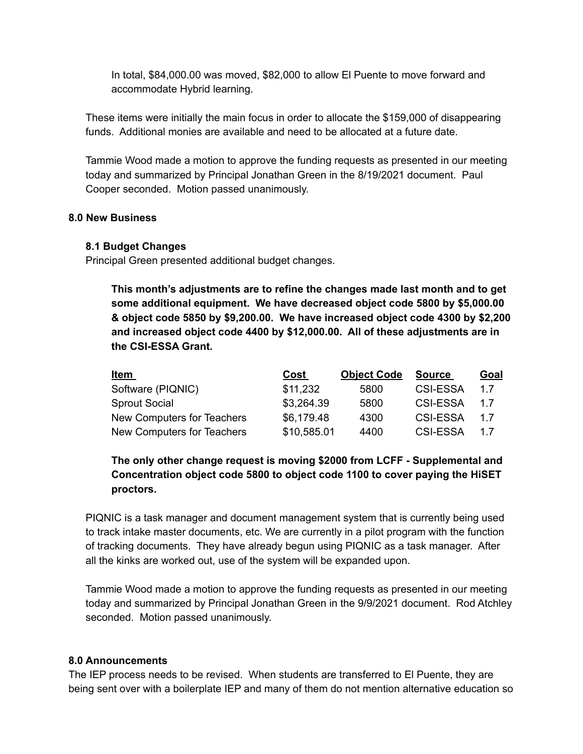In total, $84,000.00 was moved, $82,000 to allow El Puente to move forward and accommodate Hybrid learning.

These items were initially the main focus in order to allocate the $159,000 of disappearing funds. Additional monies are available and need to be allocated at a future date.

Tammie Wood made a motion to approve the funding requests as presented in our meeting today and summarized by Principal Jonathan Green in the 8/19/2021 document. Paul Cooper seconded. Motion passed unanimously.

### 8.0 New Business

#### 8.1 Budget Changes

Principal Green presented additional budget changes.

**This month's adjustments are to refine the changes made last month and to get some additional equipment. We have decreased object code 5800 by $5,000.00 & object code 5850 by $9,200.00. We have increased object code 4300 by $2,200 and increased object code 4400 by $12,000.00. All of these adjustments are in the CSI-ESSA Grant.**

| Item | Cost | Object Code | Source | Goal |
|---|---|---|---|---|
| Software (PIQNIC) | $11,232 | 5800 | CSI-ESSA | 1.7 |
| Sprout Social | $3,264.39 | 5800 | CSI-ESSA | 1.7 |
| New Computers for Teachers | $6,179.48 | 4300 | CSI-ESSA | 1.7 |
| New Computers for Teachers | $10,585.01 | 4400 | CSI-ESSA | 1.7 |

**The only other change request is moving $2000 from LCFF - Supplemental and Concentration object code 5800 to object code 1100 to cover paying the HiSET proctors.**

PIQNIC is a task manager and document management system that is currently being used to track intake master documents, etc. We are currently in a pilot program with the function of tracking documents. They have already begun using PIQNIC as a task manager. After all the kinks are worked out, use of the system will be expanded upon.

Tammie Wood made a motion to approve the funding requests as presented in our meeting today and summarized by Principal Jonathan Green in the 9/9/2021 document. Rod Atchley seconded. Motion passed unanimously.

### 8.0 Announcements

The IEP process needs to be revised. When students are transferred to El Puente, they are being sent over with a boilerplate IEP and many of them do not mention alternative education so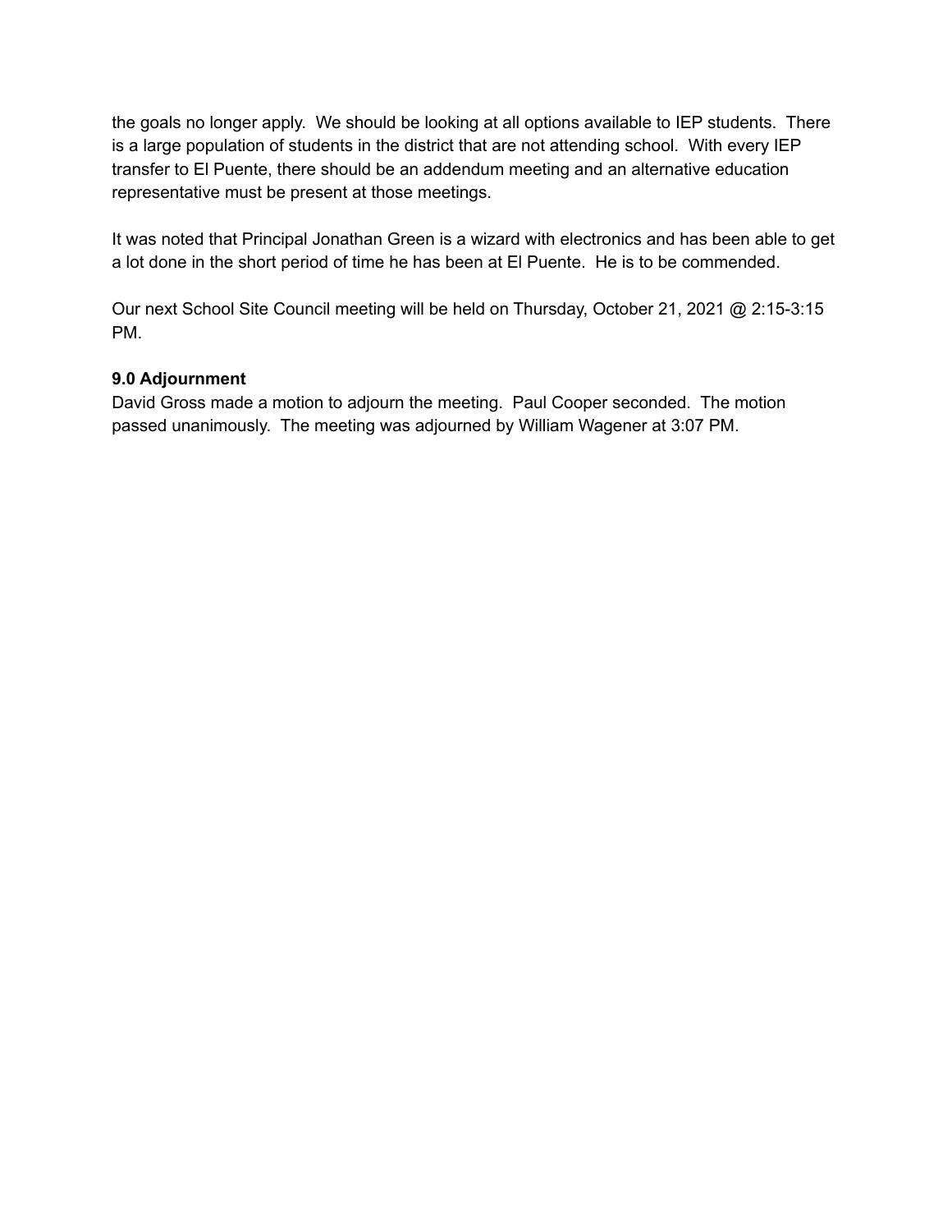the goals no longer apply. We should be looking at all options available to IEP students. There is a large population of students in the district that are not attending school. With every IEP transfer to El Puente, there should be an addendum meeting and an alternative education representative must be present at those meetings.

It was noted that Principal Jonathan Green is a wizard with electronics and has been able to get a lot done in the short period of time he has been at El Puente. He is to be commended.

Our next School Site Council meeting will be held on Thursday, October 21, 2021 @ 2:15-3:15 PM.

**9.0 Adjournment**

David Gross made a motion to adjourn the meeting. Paul Cooper seconded. The motion passed unanimously. The meeting was adjourned by William Wagener at 3:07 PM.